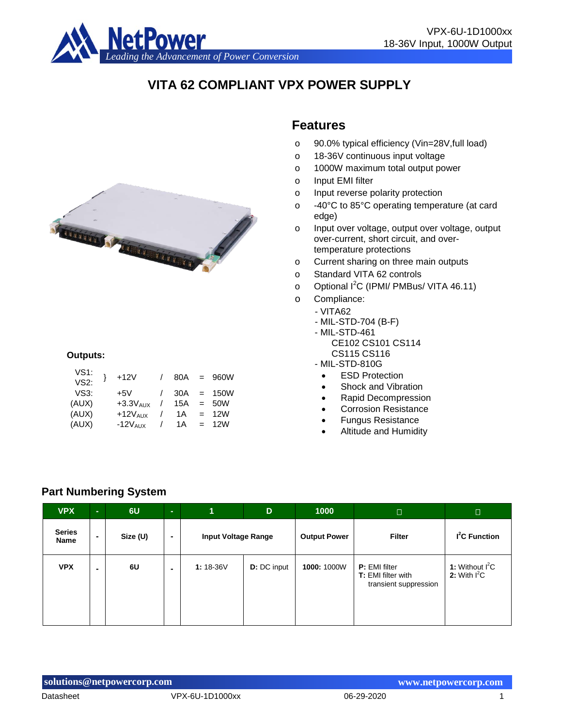# VITA 62 COMPLIANT VPX POWER SUPPLY

## Features

- 90.0% typical efficiency (Vin=28V,full load)
- 18-36V continuous input voltage
- 1000W maximum total output power
- Input EMI filter
- Input reverse polarity protection
- -40°C to 85°C operating temperature (at card edge)
- Input over voltage, output over voltage, output over-current, short circuit, and over-temperature protections
- Current sharing on three main outputs
- Standard VITA 62 controls
- Optional $I^2C$ (IPMI/ PMBus/ VITA 46.11)
- Compliance:
  - VITA62
  - MIL-STD-704 (B-F)
  - MIL-STD-461
    CE102 CS101 CS114
    CS115 CS116
  - MIL-STD-810G
    - ESD Protection
    - Shock and Vibration
    - Rapid Decompression
    - Corrosion Resistance
    - Fungus Resistance
    - Altitude and Humidity

**Outputs:**

| | | | | | |
|---|---|---|---|---|---|
| VS1: VS2: | +12V | / | 80A | = | 960W |
| VS3: | +5V | / | 30A | = | 150W |
| (AUX) | $+3.3V_{AUX}$ | / | 15A | = | 50W |
| (AUX) | $+12V_{AUX}$ | / | 1A | = | 12W |
| (AUX) | $-12V_{AUX}$ | / | 1A | = | 12W |

## Part Numbering System

| VPX | - | 6U | - | 1 | D | 1000 | □ | □ |
|---|---|---|---|---|---|---|---|---|
| **Series Name** | **-** | **Size (U)** | **-** | **Input Voltage Range** | | **Output Power** | **Filter** | **$I^2C$ Function** |
| **VPX** | **-** | **6U** | **-** | **1:** 18-36V | **D:** DC input | **1000:** 1000W | **P:** EMI filter<br>**T:** EMI filter with transient suppression | **1:** Without $I^2C$<br>**2:** With $I^2C$ |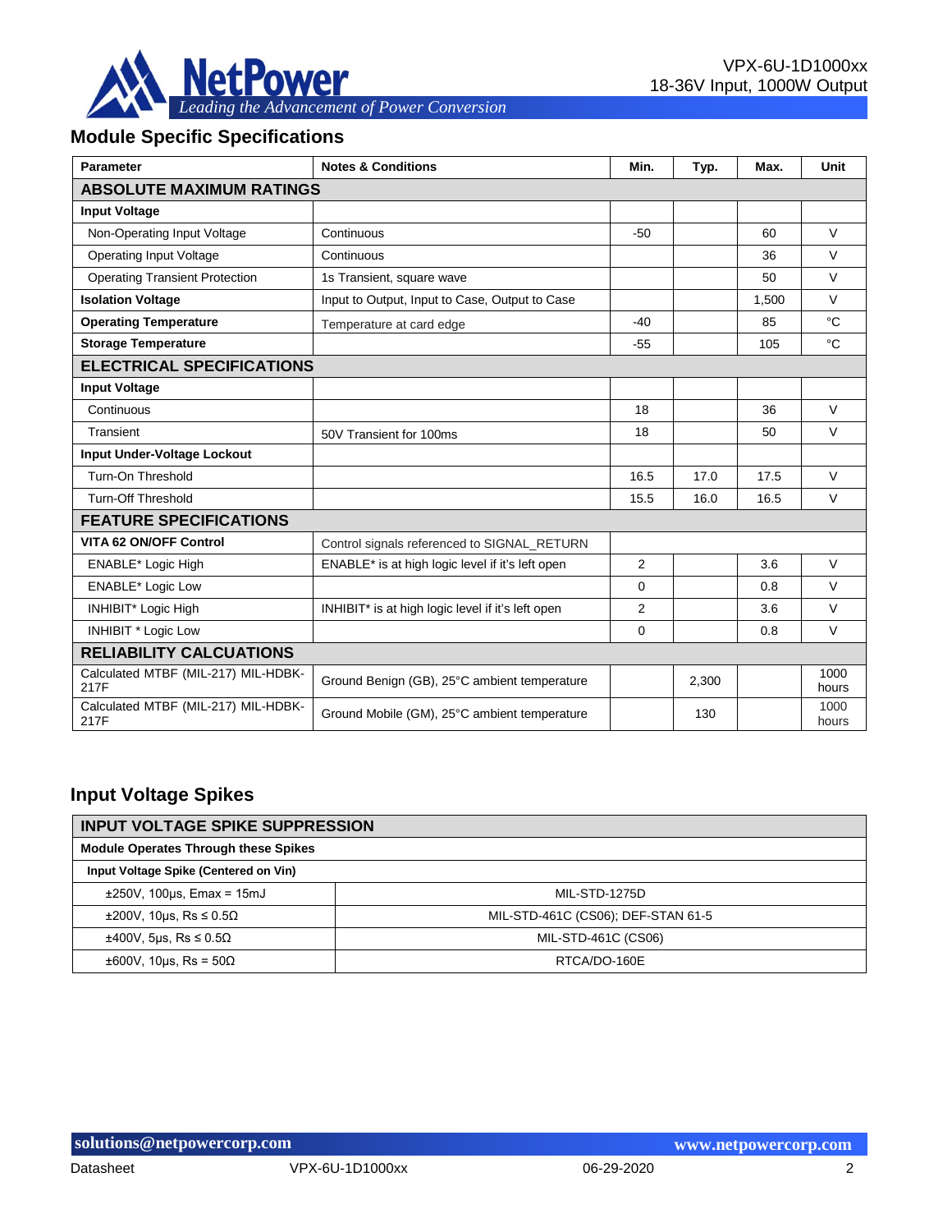## Module Specific Specifications

| Parameter | Notes & Conditions | Min. | Typ. | Max. | Unit |
|---|---|---|---|---|---|
| **ABSOLUTE MAXIMUM RATINGS** | | | | | |
| **Input Voltage** | | | | | |
| Non-Operating Input Voltage | Continuous | -50 | | 60 | V |
| Operating Input Voltage | Continuous | | | 36 | V |
| Operating Transient Protection | 1s Transient, square wave | | | 50 | V |
| **Isolation Voltage** | Input to Output, Input to Case, Output to Case | | | 1,500 | V |
| **Operating Temperature** | Temperature at card edge | -40 | | 85 | °C |
| **Storage Temperature** | | -55 | | 105 | °C |
| **ELECTRICAL SPECIFICATIONS** | | | | | |
| **Input Voltage** | | | | | |
| Continuous | | 18 | | 36 | V |
| Transient | 50V Transient for 100ms | 18 | | 50 | V |
| **Input Under-Voltage Lockout** | | | | | |
| Turn-On Threshold | | 16.5 | 17.0 | 17.5 | V |
| Turn-Off Threshold | | 15.5 | 16.0 | 16.5 | V |
| **FEATURE SPECIFICATIONS** | | | | | |
| **VITA 62 ON/OFF Control** | Control signals referenced to SIGNAL_RETURN | | | | |
| ENABLE* Logic High | ENABLE* is at high logic level if it's left open | 2 | | 3.6 | V |
| ENABLE* Logic Low | | 0 | | 0.8 | V |
| INHIBIT* Logic High | INHIBIT* is at high logic level if it's left open | 2 | | 3.6 | V |
| INHIBIT * Logic Low | | 0 | | 0.8 | V |
| **RELIABILITY CALCUATIONS** | | | | | |
| Calculated MTBF (MIL-217) MIL-HDBK-217F | Ground Benign (GB), 25°C ambient temperature | | 2,300 | | 1000 hours |
| Calculated MTBF (MIL-217) MIL-HDBK-217F | Ground Mobile (GM), 25°C ambient temperature | | 130 | | 1000 hours |

## Input Voltage Spikes

| INPUT VOLTAGE SPIKE SUPPRESSION | |
|---|---|
| **Module Operates Through these Spikes** | |
| **Input Voltage Spike (Centered on Vin)** | |
| ±250V, 100µs, Emax = 15mJ | MIL-STD-1275D |
| ±200V, 10µs, Rs ≤ 0.5Ω | MIL-STD-461C (CS06); DEF-STAN 61-5 |
| ±400V, 5µs, Rs ≤ 0.5Ω | MIL-STD-461C (CS06) |
| ±600V, 10µs, Rs = 50Ω | RTCA/DO-160E |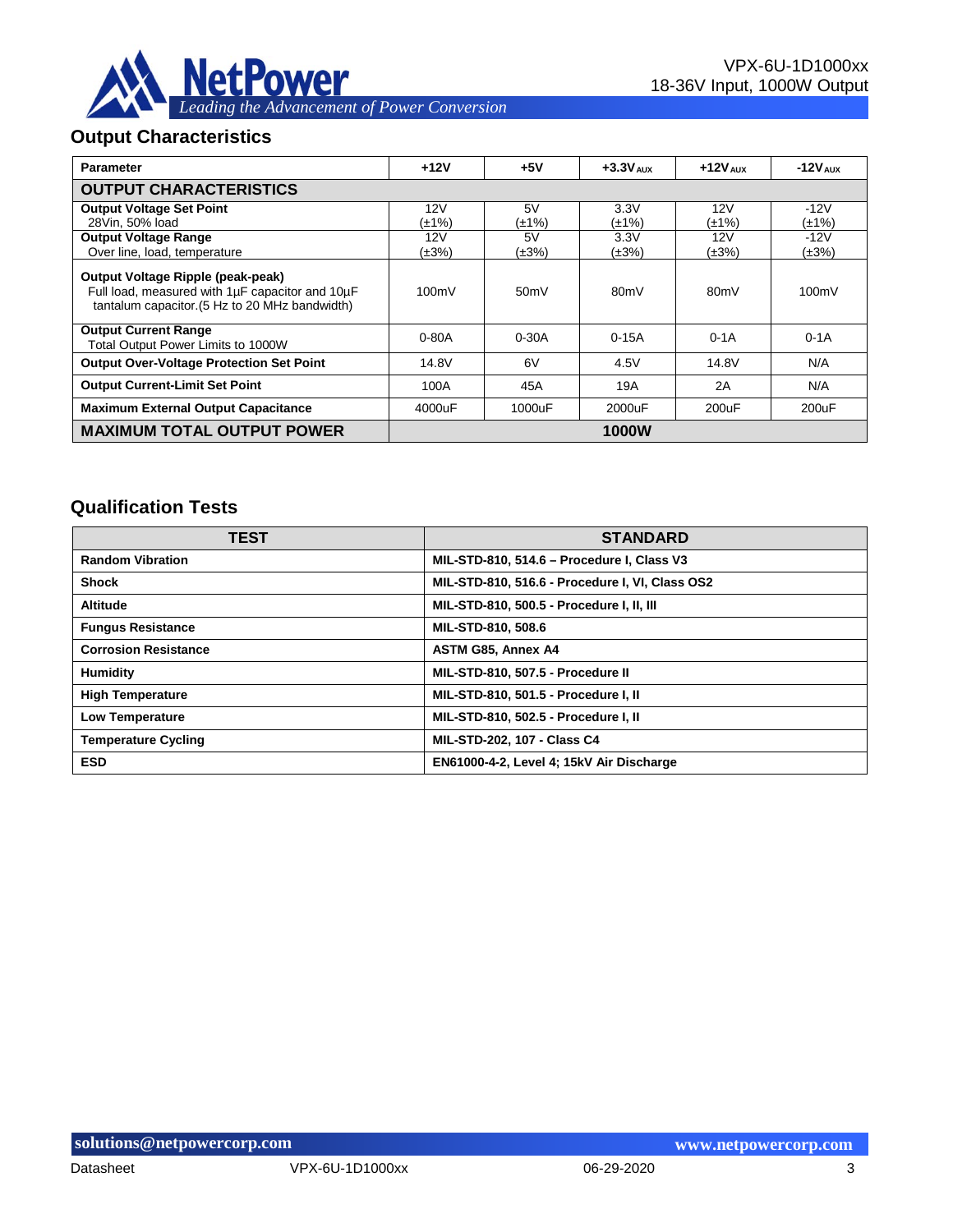## Output Characteristics

| Parameter | +12V | +5V | +3.3V AUX | +12V AUX | -12V AUX |
|---|---|---|---|---|---|
| **OUTPUT CHARACTERISTICS** | | | | | |
| **Output Voltage Set Point**<br>28Vin, 50% load | 12V<br>(±1%) | 5V<br>(±1%) | 3.3V<br>(±1%) | 12V<br>(±1%) | -12V<br>(±1%) |
| **Output Voltage Range**<br>Over line, load, temperature | 12V<br>(±3%) | 5V<br>(±3%) | 3.3V<br>(±3%) | 12V<br>(±3%) | -12V<br>(±3%) |
| **Output Voltage Ripple (peak-peak)**<br>Full load, measured with 1µF capacitor and 10µF tantalum capacitor.(5 Hz to 20 MHz bandwidth) | 100mV | 50mV | 80mV | 80mV | 100mV |
| **Output Current Range**<br>Total Output Power Limits to 1000W | 0-80A | 0-30A | 0-15A | 0-1A | 0-1A |
| **Output Over-Voltage Protection Set Point** | 14.8V | 6V | 4.5V | 14.8V | N/A |
| **Output Current-Limit Set Point** | 100A | 45A | 19A | 2A | N/A |
| **Maximum External Output Capacitance** | 4000uF | 1000uF | 2000uF | 200uF | 200uF |
| **MAXIMUM TOTAL OUTPUT POWER** | **1000W** | | | | |

## Qualification Tests

| TEST | STANDARD |
|---|---|
| **Random Vibration** | **MIL-STD-810, 514.6 – Procedure I, Class V3** |
| **Shock** | **MIL-STD-810, 516.6 - Procedure I, VI, Class OS2** |
| **Altitude** | **MIL-STD-810, 500.5 - Procedure I, II, III** |
| **Fungus Resistance** | **MIL-STD-810, 508.6** |
| **Corrosion Resistance** | **ASTM G85, Annex A4** |
| **Humidity** | **MIL-STD-810, 507.5 - Procedure II** |
| **High Temperature** | **MIL-STD-810, 501.5 - Procedure I, II** |
| **Low Temperature** | **MIL-STD-810, 502.5 - Procedure I, II** |
| **Temperature Cycling** | **MIL-STD-202, 107 - Class C4** |
| **ESD** | **EN61000-4-2, Level 4; 15kV Air Discharge** |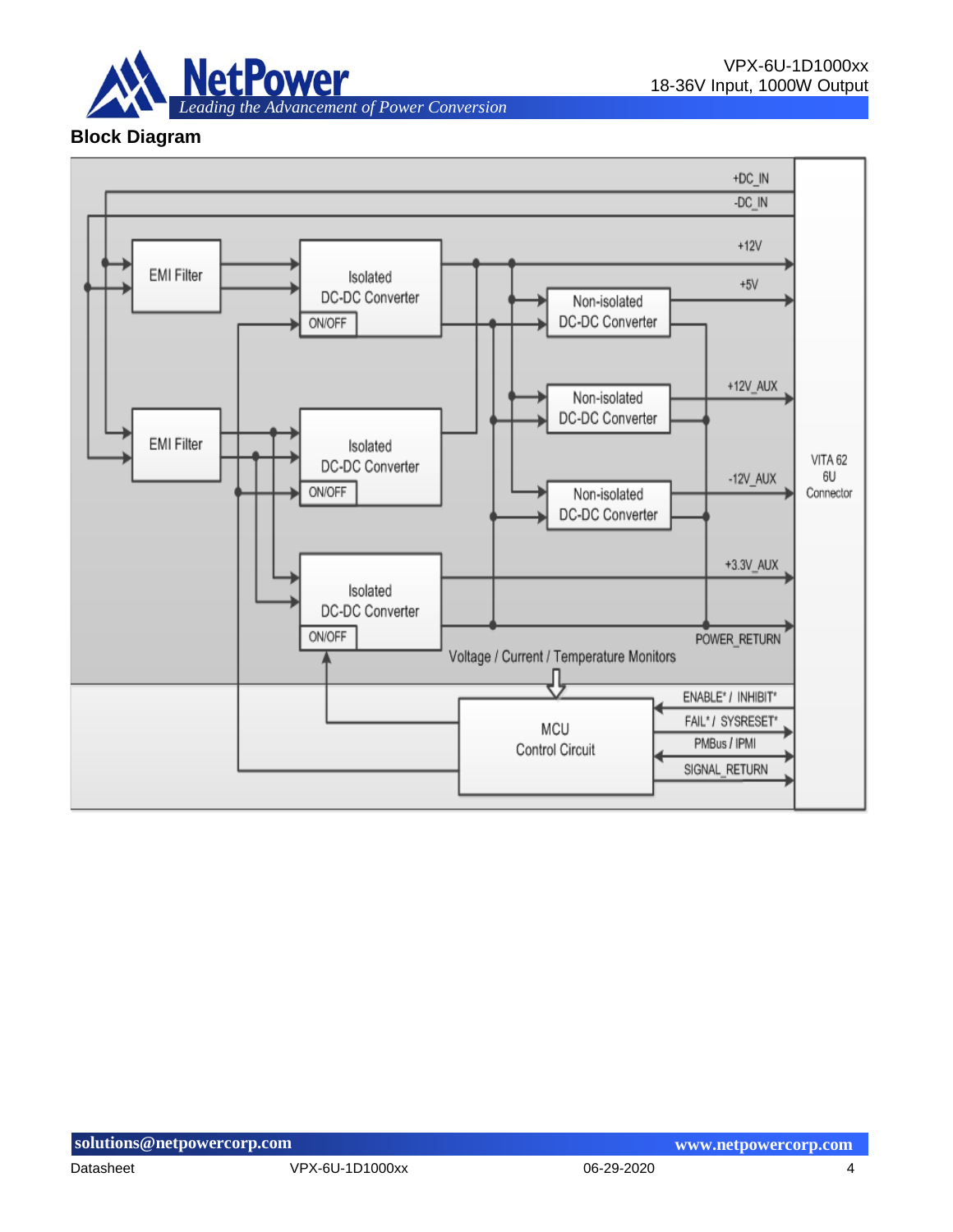## Block Diagram

EMI Filter

Isolated DC-DC Converter

ON/OFF

Non-isolated DC-DC Converter

+DC_IN

-DC_IN

+12V

+5V

+12V_AUX

-12V_AUX

+3.3V_AUX

POWER_RETURN

VITA 62 6U Connector

Voltage / Current / Temperature Monitors

MCU Control Circuit

ENABLE* / INHIBIT*

FAIL* / SYSRESET*

PMBus / IPMI

SIGNAL_RETURN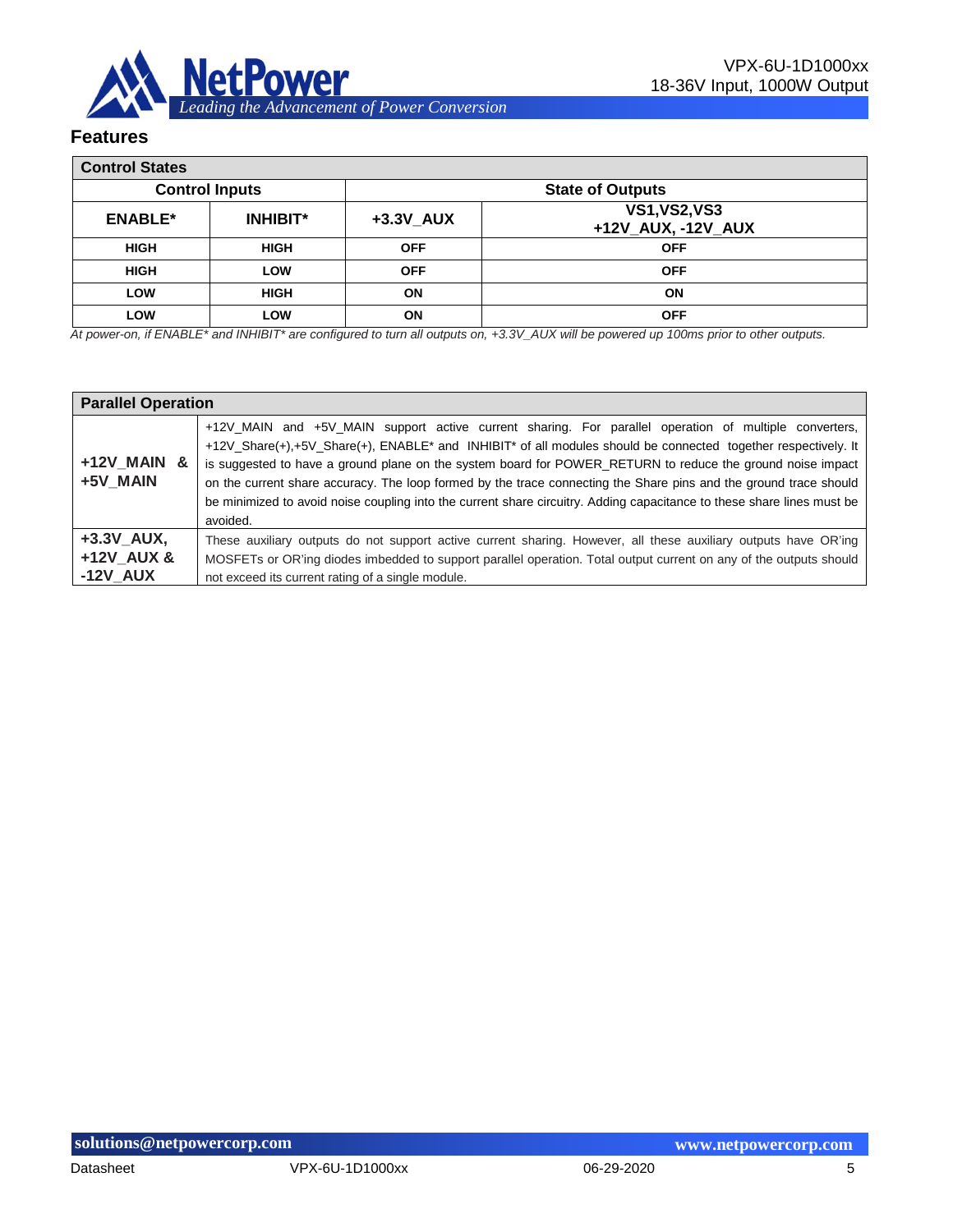## Features

| Control States | | | |
|---|---|---|---|
| **Control Inputs** | | **State of Outputs** | |
| **ENABLE*** | **INHIBIT*** | **+3.3V_AUX** | **VS1,VS2,VS3 +12V_AUX, -12V_AUX** |
| HIGH | HIGH | OFF | OFF |
| HIGH | LOW | OFF | OFF |
| LOW | HIGH | ON | ON |
| LOW | LOW | ON | OFF |

*At power-on, if ENABLE* and INHIBIT* are configured to turn all outputs on, +3.3V_AUX will be powered up 100ms prior to other outputs.*

| Parallel Operation | |
|---|---|
| **+12V_MAIN & +5V_MAIN** | +12V_MAIN and +5V_MAIN support active current sharing. For parallel operation of multiple converters, +12V_Share(+),+5V_Share(+), ENABLE* and INHIBIT* of all modules should be connected together respectively. It is suggested to have a ground plane on the system board for POWER_RETURN to reduce the ground noise impact on the current share accuracy. The loop formed by the trace connecting the Share pins and the ground trace should be minimized to avoid noise coupling into the current share circuitry. Adding capacitance to these share lines must be avoided. |
| **+3.3V_AUX, +12V_AUX & -12V_AUX** | These auxiliary outputs do not support active current sharing. However, all these auxiliary outputs have OR'ing MOSFETs or OR'ing diodes imbedded to support parallel operation. Total output current on any of the outputs should not exceed its current rating of a single module. |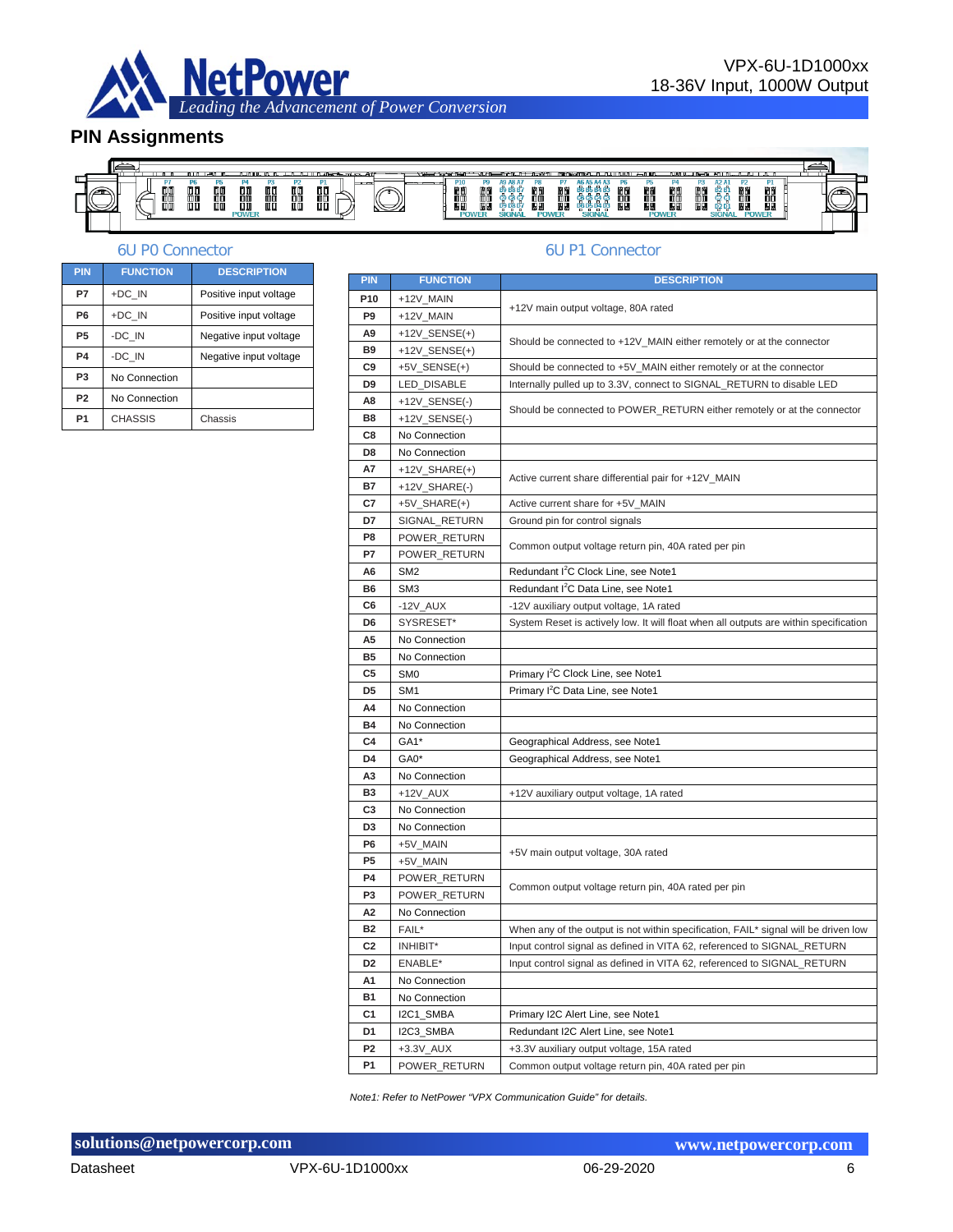## PIN Assignments

### 6U P0 Connector

| PIN | FUNCTION | DESCRIPTION |
|---|---|---|
| P7 | +DC_IN | Positive input voltage |
| P6 | +DC_IN | Positive input voltage |
| P5 | -DC_IN | Negative input voltage |
| P4 | -DC_IN | Negative input voltage |
| P3 | No Connection | |
| P2 | No Connection | |
| P1 | CHASSIS | Chassis |

### 6U P1 Connector

| PIN | FUNCTION | DESCRIPTION |
|---|---|---|
| P10 | +12V_MAIN | +12V main output voltage, 80A rated |
| P9 | +12V_MAIN | |
| A9 | +12V_SENSE(+) | Should be connected to +12V_MAIN either remotely or at the connector |
| B9 | +12V_SENSE(+) | |
| C9 | +5V_SENSE(+) | Should be connected to +5V_MAIN either remotely or at the connector |
| D9 | LED_DISABLE | Internally pulled up to 3.3V, connect to SIGNAL_RETURN to disable LED |
| A8 | +12V_SENSE(-) | Should be connected to POWER_RETURN either remotely or at the connector |
| B8 | +12V_SENSE(-) | |
| C8 | No Connection | |
| D8 | No Connection | |
| A7 | +12V_SHARE(+) | Active current share differential pair for +12V_MAIN |
| B7 | +12V_SHARE(-) | |
| C7 | +5V_SHARE(+) | Active current share for +5V_MAIN |
| D7 | SIGNAL_RETURN | Ground pin for control signals |
| P8 | POWER_RETURN | Common output voltage return pin, 40A rated per pin |
| P7 | POWER_RETURN | |
| A6 | SM2 | Redundant I$^2$C Clock Line, see Note1 |
| B6 | SM3 | Redundant I$^2$C Data Line, see Note1 |
| C6 | -12V_AUX | -12V auxiliary output voltage, 1A rated |
| D6 | SYSRESET* | System Reset is actively low. It will float when all outputs are within specification |
| A5 | No Connection | |
| B5 | No Connection | |
| C5 | SM0 | Primary I$^2$C Clock Line, see Note1 |
| D5 | SM1 | Primary I$^2$C Data Line, see Note1 |
| A4 | No Connection | |
| B4 | No Connection | |
| C4 | GA1* | Geographical Address, see Note1 |
| D4 | GA0* | Geographical Address, see Note1 |
| A3 | No Connection | |
| B3 | +12V_AUX | +12V auxiliary output voltage, 1A rated |
| C3 | No Connection | |
| D3 | No Connection | |
| P6 | +5V_MAIN | +5V main output voltage, 30A rated |
| P5 | +5V_MAIN | |
| P4 | POWER_RETURN | Common output voltage return pin, 40A rated per pin |
| P3 | POWER_RETURN | |
| A2 | No Connection | |
| B2 | FAIL* | When any of the output is not within specification, FAIL* signal will be driven low |
| C2 | INHIBIT* | Input control signal as defined in VITA 62, referenced to SIGNAL_RETURN |
| D2 | ENABLE* | Input control signal as defined in VITA 62, referenced to SIGNAL_RETURN |
| A1 | No Connection | |
| B1 | No Connection | |
| C1 | I2C1_SMBA | Primary I2C Alert Line, see Note1 |
| D1 | I2C3_SMBA | Redundant I2C Alert Line, see Note1 |
| P2 | +3.3V_AUX | +3.3V auxiliary output voltage, 15A rated |
| P1 | POWER_RETURN | Common output voltage return pin, 40A rated per pin |

*Note1: Refer to NetPower "VPX Communication Guide" for details.*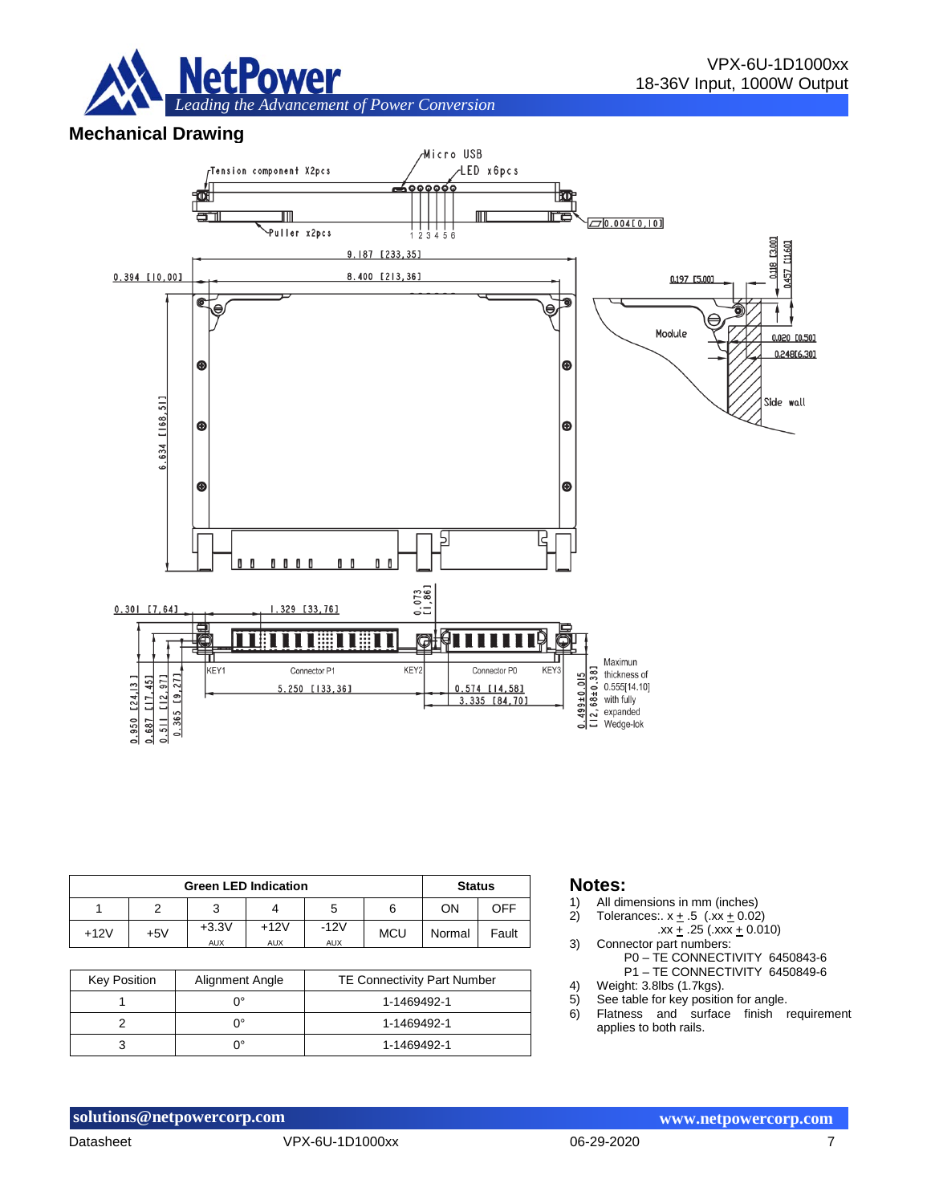## Mechanical Drawing

Micro USB
Tension component X2pcs
LED x6pcs
Puller x2pcs
1 2 3 4 5 6
0.004[0.10]
9.187 [233.35]
0.394 [10.00]
8.400 [213.36]
6.634 [168.51]
0.118 [3.00]
0.457 [11.60]
0.197 [5.00]
Module
0.020 [0.50]
0.248[6.30]
Side wall
0.073 [1.86]
0.301 [7.64]
1.329 [33.76]
KEY1
Connector P1
KEY2
Connector P0
KEY3
5.250 [133.36]
0.574 [14.58]
3.335 [84.70]
0.950 [24.13]
0.687 [17.45]
0.511 [12.97]
0.365 [9.27]
0.499±0.015 [12.68±0.38]
Maximun thickness of 0.555[14.10] with fully expanded Wedge-lok

| Green LED Indication | | | | | | Status | |
|---|---|---|---|---|---|---|---|
| 1 | 2 | 3 | 4 | 5 | 6 | ON | OFF |
| +12V | +5V | +3.3V AUX | +12V AUX | -12V AUX | MCU | Normal | Fault |

| Key Position | Alignment Angle | TE Connectivity Part Number |
|---|---|---|
| 1 | 0° | 1-1469492-1 |
| 2 | 0° | 1-1469492-1 |
| 3 | 0° | 1-1469492-1 |

## Notes:

1) All dimensions in mm (inches)
2) Tolerances:. x ± .5 (.xx ± 0.02)
   .xx ± .25 (.xxx ± 0.010)
3) Connector part numbers:
   P0 – TE CONNECTIVITY 6450843-6
   P1 – TE CONNECTIVITY 6450849-6
4) Weight: 3.8lbs (1.7kgs).
5) See table for key position for angle.
6) Flatness and surface finish requirement applies to both rails.